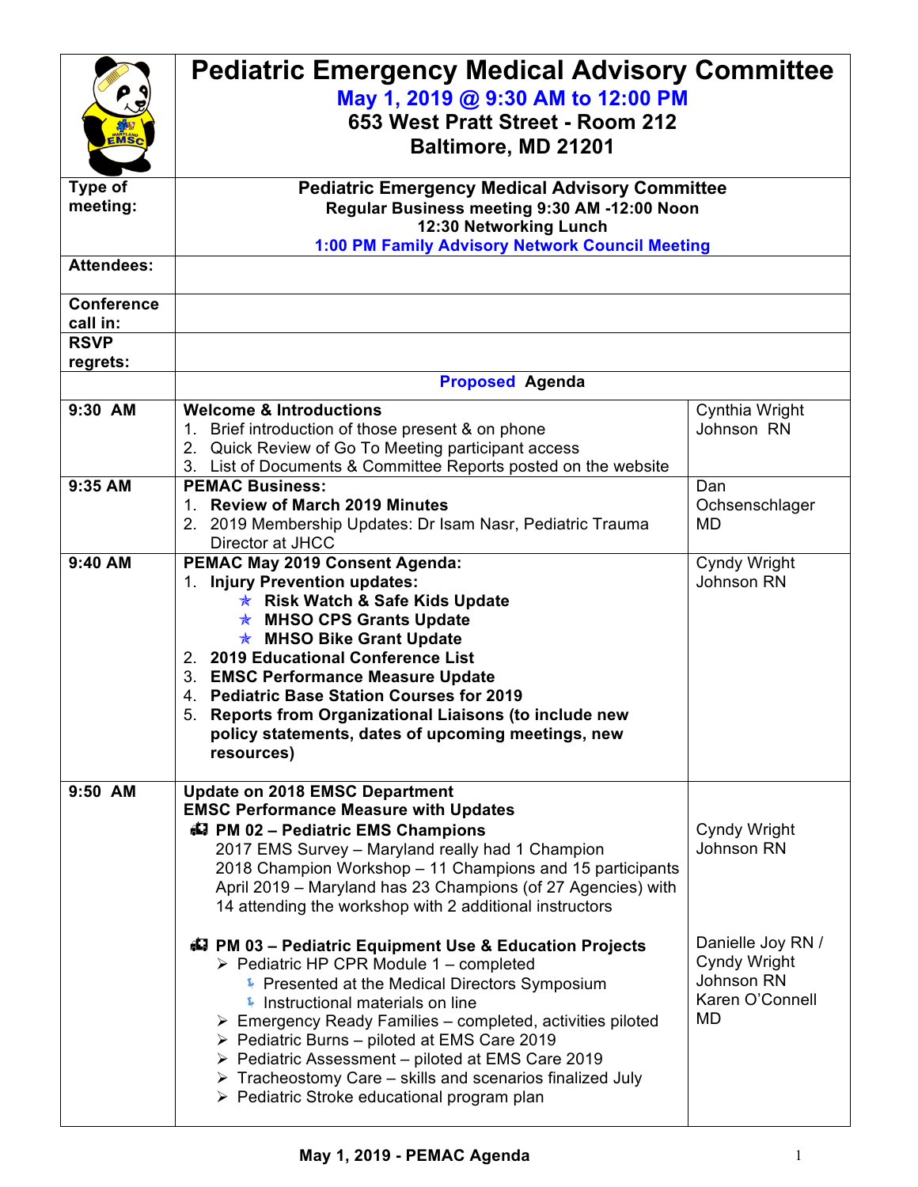# Pediatric Emergency Medical Advisory Committee

**May 1, 2019 @ 9:30 AM to 12:00 PM**
**653 West Pratt Street - Room 212**
**Baltimore, MD 21201**

| | | |
|---|---|---|
| **Type of meeting:** | **Pediatric Emergency Medical Advisory Committee**<br>**Regular Business meeting 9:30 AM -12:00 Noon**<br>**12:30 Networking Lunch**<br>**1:00 PM Family Advisory Network Council Meeting** | |
| **Attendees:** | | |
| **Conference call in:** | | |
| **RSVP regrets:** | | |
| | **Proposed Agenda** | |
| **9:30 AM** | **Welcome & Introductions**<br>1. Brief introduction of those present & on phone<br>2. Quick Review of Go To Meeting participant access<br>3. List of Documents & Committee Reports posted on the website | Cynthia Wright Johnson RN |
| **9:35 AM** | **PEMAC Business:**<br>1. **Review of March 2019 Minutes**<br>2. 2019 Membership Updates: Dr Isam Nasr, Pediatric Trauma Director at JHCC | Dan Ochsenschlager MD |
| **9:40 AM** | **PEMAC May 2019 Consent Agenda:**<br>1. **Injury Prevention updates:**<br>• **Risk Watch & Safe Kids Update**<br>• **MHSO CPS Grants Update**<br>• **MHSO Bike Grant Update**<br>2. **2019 Educational Conference List**<br>3. **EMSC Performance Measure Update**<br>4. **Pediatric Base Station Courses for 2019**<br>5. **Reports from Organizational Liaisons (to include new policy statements, dates of upcoming meetings, new resources)** | Cyndy Wright Johnson RN |
| **9:50 AM** | **Update on 2018 EMSC Department**<br>**EMSC Performance Measure with Updates**<br>**PM 02 – Pediatric EMS Champions**<br>2017 EMS Survey – Maryland really had 1 Champion<br>2018 Champion Workshop – 11 Champions and 15 participants<br>April 2019 – Maryland has 23 Champions (of 27 Agencies) with 14 attending the workshop with 2 additional instructors | Cyndy Wright Johnson RN |
| | **PM 03 – Pediatric Equipment Use & Education Projects**<br>➢ Pediatric HP CPR Module 1 – completed<br>  ◦ Presented at the Medical Directors Symposium<br>  ◦ Instructional materials on line<br>➢ Emergency Ready Families – completed, activities piloted<br>➢ Pediatric Burns – piloted at EMS Care 2019<br>➢ Pediatric Assessment – piloted at EMS Care 2019<br>➢ Tracheostomy Care – skills and scenarios finalized July<br>➢ Pediatric Stroke educational program plan | Danielle Joy RN / Cyndy Wright Johnson RN Karen O'Connell MD |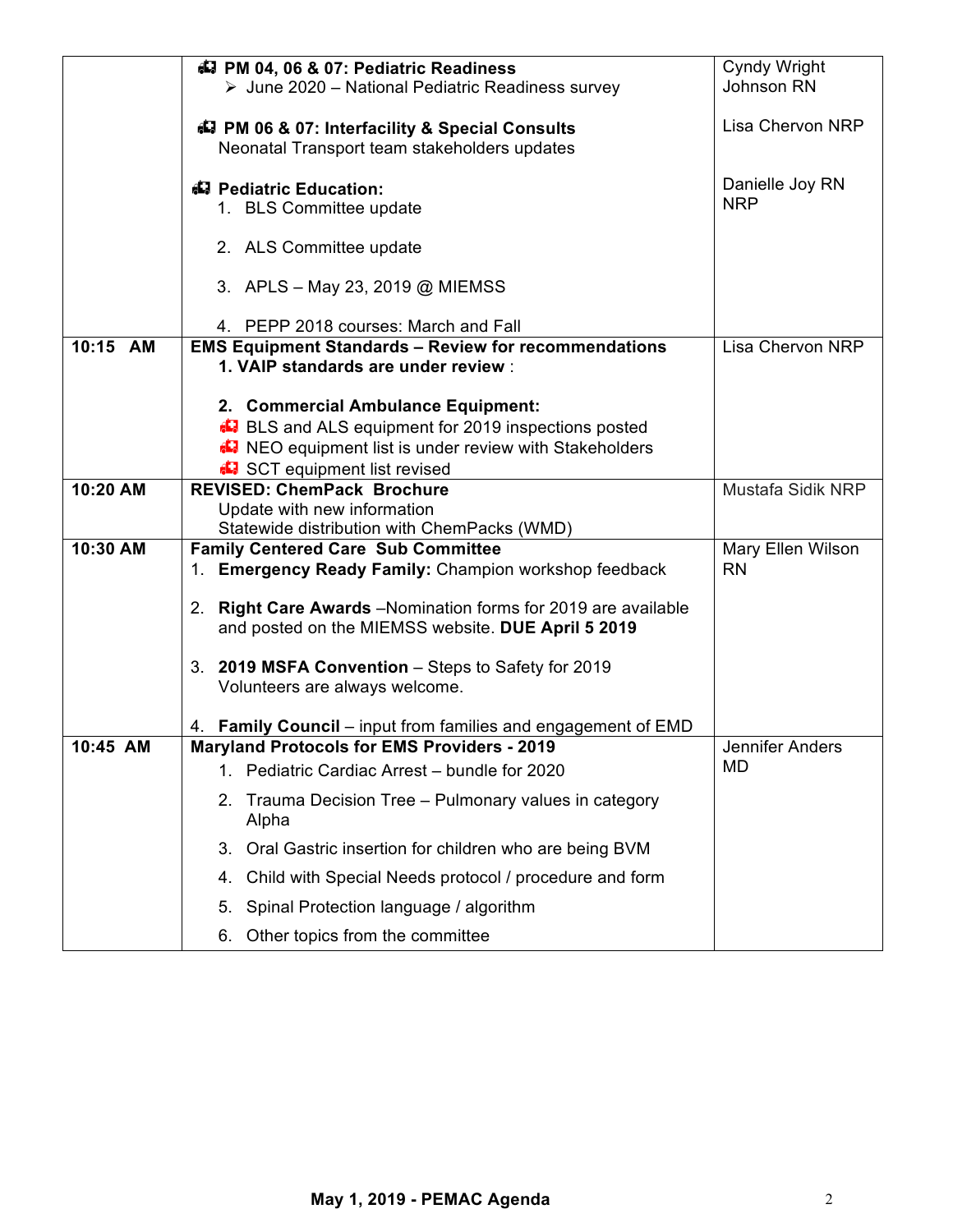| | | |
|---|---|---|
| | **PM 04, 06 & 07: Pediatric Readiness**<br>➢ June 2020 – National Pediatric Readiness survey<br><br>**PM 06 & 07: Interfacility & Special Consults**<br>Neonatal Transport team stakeholders updates<br><br>**Pediatric Education:**<br>1. BLS Committee update<br>2. ALS Committee update<br>3. APLS – May 23, 2019 @ MIEMSS<br>4. PEPP 2018 courses: March and Fall | Cyndy Wright Johnson RN<br><br>Lisa Chervon NRP<br><br>Danielle Joy RN NRP |
| 10:15 AM | **EMS Equipment Standards – Review for recommendations**<br>**1. VAIP standards are under review** :<br><br>**2. Commercial Ambulance Equipment:**<br>BLS and ALS equipment for 2019 inspections posted<br>NEO equipment list is under review with Stakeholders<br>SCT equipment list revised | Lisa Chervon NRP |
| 10:20 AM | **REVISED: ChemPack Brochure**<br>Update with new information<br>Statewide distribution with ChemPacks (WMD) | Mustafa Sidik NRP |
| 10:30 AM | **Family Centered Care Sub Committee**<br>1. **Emergency Ready Family:** Champion workshop feedback<br>2. **Right Care Awards** –Nomination forms for 2019 are available and posted on the MIEMSS website. **DUE April 5 2019**<br>3. **2019 MSFA Convention** – Steps to Safety for 2019 Volunteers are always welcome.<br>4. **Family Council** – input from families and engagement of EMD | Mary Ellen Wilson RN |
| 10:45 AM | **Maryland Protocols for EMS Providers - 2019**<br>1. Pediatric Cardiac Arrest – bundle for 2020<br>2. Trauma Decision Tree – Pulmonary values in category Alpha<br>3. Oral Gastric insertion for children who are being BVM<br>4. Child with Special Needs protocol / procedure and form<br>5. Spinal Protection language / algorithm<br>6. Other topics from the committee | Jennifer Anders MD |

**May 1, 2019 - PEMAC Agenda**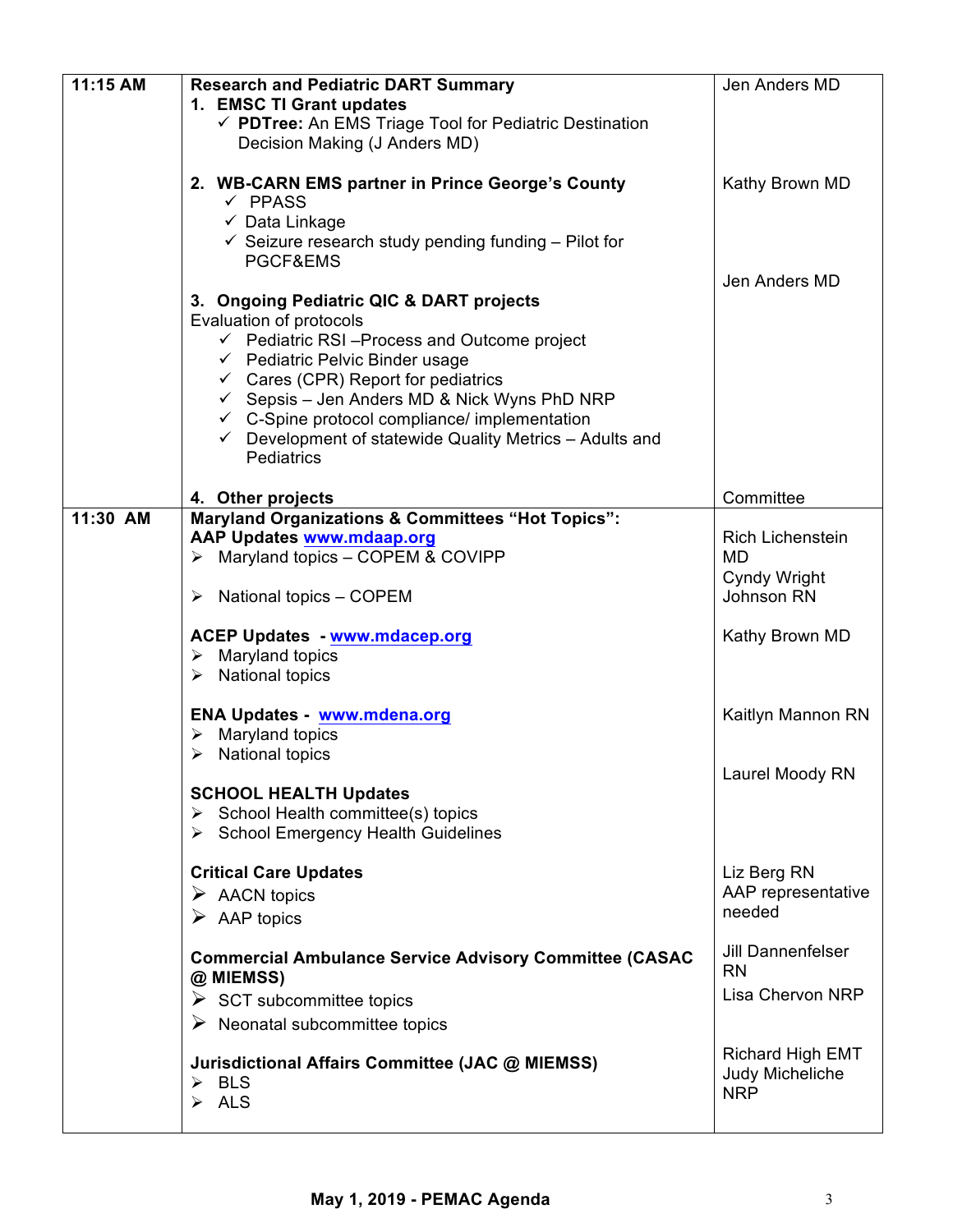| | | |
|---|---|---|
| **11:15 AM** | **Research and Pediatric DART Summary**<br>**1. EMSC TI Grant updates**<br>✓ **PDTree:** An EMS Triage Tool for Pediatric Destination Decision Making (J Anders MD)<br><br>**2. WB-CARN EMS partner in Prince George's County**<br>✓ PPASS<br>✓ Data Linkage<br>✓ Seizure research study pending funding – Pilot for PGCF&EMS<br><br>**3. Ongoing Pediatric QIC & DART projects**<br>Evaluation of protocols<br>✓ Pediatric RSI –Process and Outcome project<br>✓ Pediatric Pelvic Binder usage<br>✓ Cares (CPR) Report for pediatrics<br>✓ Sepsis – Jen Anders MD & Nick Wyns PhD NRP<br>✓ C-Spine protocol compliance/ implementation<br>✓ Development of statewide Quality Metrics – Adults and Pediatrics<br><br>**4. Other projects** | Jen Anders MD<br><br><br><br>Kathy Brown MD<br><br><br><br><br>Jen Anders MD<br><br><br><br><br><br><br><br><br>Committee |
| **11:30 AM** | **Maryland Organizations & Committees "Hot Topics":**<br>**AAP Updates** www.mdaap.org<br>➢ Maryland topics – COPEM & COVIPP<br><br>➢ National topics – COPEM<br><br>**ACEP Updates - www.mdacep.org**<br>➢ Maryland topics<br>➢ National topics<br><br>**ENA Updates - www.mdena.org**<br>➢ Maryland topics<br>➢ National topics<br><br>**SCHOOL HEALTH Updates**<br>➢ School Health committee(s) topics<br>➢ School Emergency Health Guidelines<br><br>**Critical Care Updates**<br>➢ AACN topics<br>➢ AAP topics<br><br>**Commercial Ambulance Service Advisory Committee (CASAC @ MIEMSS)**<br>➢ SCT subcommittee topics<br>➢ Neonatal subcommittee topics<br><br>**Jurisdictional Affairs Committee (JAC @ MIEMSS)**<br>➢ BLS<br>➢ ALS | <br>Rich Lichenstein MD<br>Cyndy Wright Johnson RN<br><br>Kathy Brown MD<br><br><br><br>Kaitlyn Mannon RN<br><br><br>Laurel Moody RN<br><br><br><br>Liz Berg RN<br>AAP representative needed<br><br>Jill Dannenfelser RN<br>Lisa Chervon NRP<br><br><br>Richard High EMT<br>Judy Micheliche NRP |

**May 1, 2019 - PEMAC Agenda**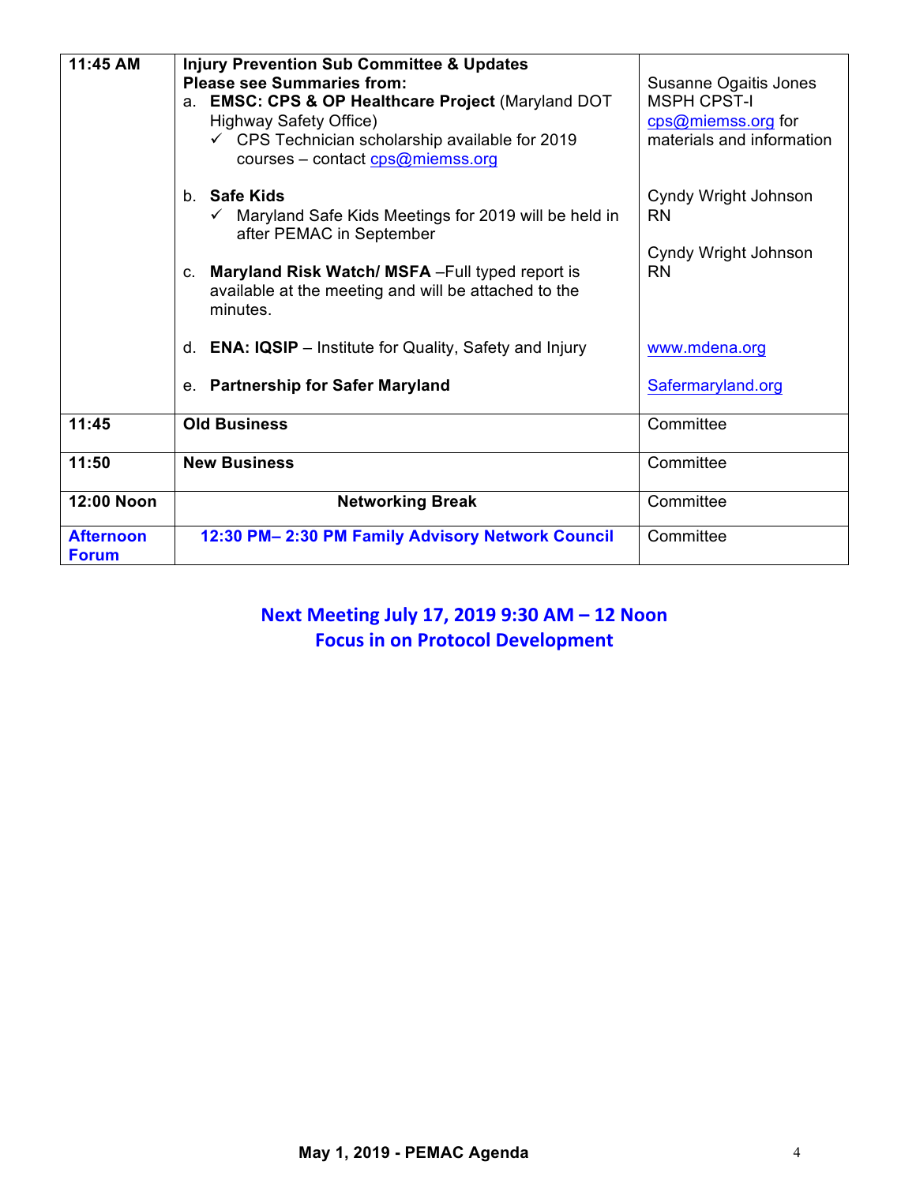| | | |
|---|---|---|
| **11:45 AM** | **Injury Prevention Sub Committee & Updates**<br>**Please see Summaries from:**<br>a. **EMSC: CPS & OP Healthcare Project** (Maryland DOT Highway Safety Office)<br>✓ CPS Technician scholarship available for 2019 courses – contact cps@miemss.org<br><br>b. **Safe Kids**<br>✓ Maryland Safe Kids Meetings for 2019 will be held in after PEMAC in September<br><br>c. **Maryland Risk Watch/ MSFA** –Full typed report is available at the meeting and will be attached to the minutes.<br><br>d. **ENA: IQSIP** – Institute for Quality, Safety and Injury<br><br>e. **Partnership for Safer Maryland** | Susanne Ogaitis Jones MSPH CPST-I<br>cps@miemss.org for materials and information<br><br>Cyndy Wright Johnson RN<br><br>Cyndy Wright Johnson RN<br><br>www.mdena.org<br><br>Safermaryland.org |
| **11:45** | **Old Business** | Committee |
| **11:50** | **New Business** | Committee |
| **12:00 Noon** | **Networking Break** | Committee |
| **Afternoon Forum** | **12:30 PM– 2:30 PM Family Advisory Network Council** | Committee |

**Next Meeting July 17, 2019 9:30 AM – 12 Noon**
**Focus in on Protocol Development**

**May 1, 2019 - PEMAC Agenda**